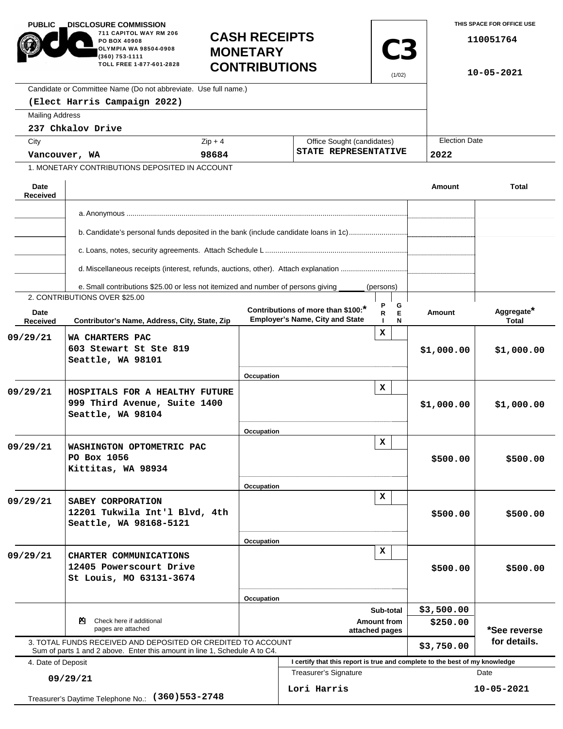**PUBLIC DISCLOSURE COMMISSION**
711 CAPITOL WAY RM 206
PO BOX 40908
OLYMPIA WA 98504-0908
(360) 753-1111
TOLL FREE 1-877-601-2828

# CASH RECEIPTS MONETARY CONTRIBUTIONS

**C3** (1/02)

THIS SPACE FOR OFFICE USE

110051764

10-05-2021

Candidate or Committee Name (Do not abbreviate. Use full name.)
**(Elect Harris Campaign 2022)**

Mailing Address
**237 Chkalov Drive**

| City | Zip + 4 | Office Sought (candidates) | Election Date |
|---|---|---|---|
| Vancouver, WA | 98684 | STATE REPRESENTATIVE | 2022 |

1. MONETARY CONTRIBUTIONS DEPOSITED IN ACCOUNT

| Date Received | | Amount | Total |
|---|---|---|---|
| | a. Anonymous | | |
| | b. Candidate's personal funds deposited in the bank (include candidate loans in 1c) | | |
| | c. Loans, notes, security agreements. Attach Schedule L | | |
| | d. Miscellaneous receipts (interest, refunds, auctions, other). Attach explanation | | |
| | e. Small contributions $25.00 or less not itemized and number of persons giving ______ (persons) | | |

2. CONTRIBUTIONS OVER $25.00

| Date Received | Contributor's Name, Address, City, State, Zip | Contributions of more than $100:* Employer's Name, City and State / Occupation | PRI | GEN | Amount | Aggregate* Total |
|---|---|---|---|---|---|---|
| 09/29/21 | WA CHARTERS PAC 603 Stewart St Ste 819 Seattle, WA 98101 | Occupation | X | | $1,000.00 | $1,000.00 |
| 09/29/21 | HOSPITALS FOR A HEALTHY FUTURE 999 Third Avenue, Suite 1400 Seattle, WA 98104 | Occupation | X | | $1,000.00 | $1,000.00 |
| 09/29/21 | WASHINGTON OPTOMETRIC PAC PO Box 1056 Kittitas, WA 98934 | Occupation | X | | $500.00 | $500.00 |
| 09/29/21 | SABEY CORPORATION 12201 Tukwila Int'l Blvd, 4th Seattle, WA 98168-5121 | Occupation | X | | $500.00 | $500.00 |
| 09/29/21 | CHARTER COMMUNICATIONS 12405 Powerscourt Drive St Louis, MO 63131-3674 | Occupation | X | | $500.00 | $500.00 |

☒ Check here if additional pages are attached

| | Amount |
|---|---|
| Sub-total | $3,500.00 |
| Amount from attached pages | $250.00 |

3. TOTAL FUNDS RECEIVED AND DEPOSITED OR CREDITED TO ACCOUNT
Sum of parts 1 and 2 above. Enter this amount in line 1, Schedule A to C4. **$3,750.00**

*See reverse for details.

4. Date of Deposit
**09/29/21**

I certify that this report is true and complete to the best of my knowledge

| Treasurer's Signature | Date |
|---|---|
| Lori Harris | 10-05-2021 |

Treasurer's Daytime Telephone No.: **(360)553-2748**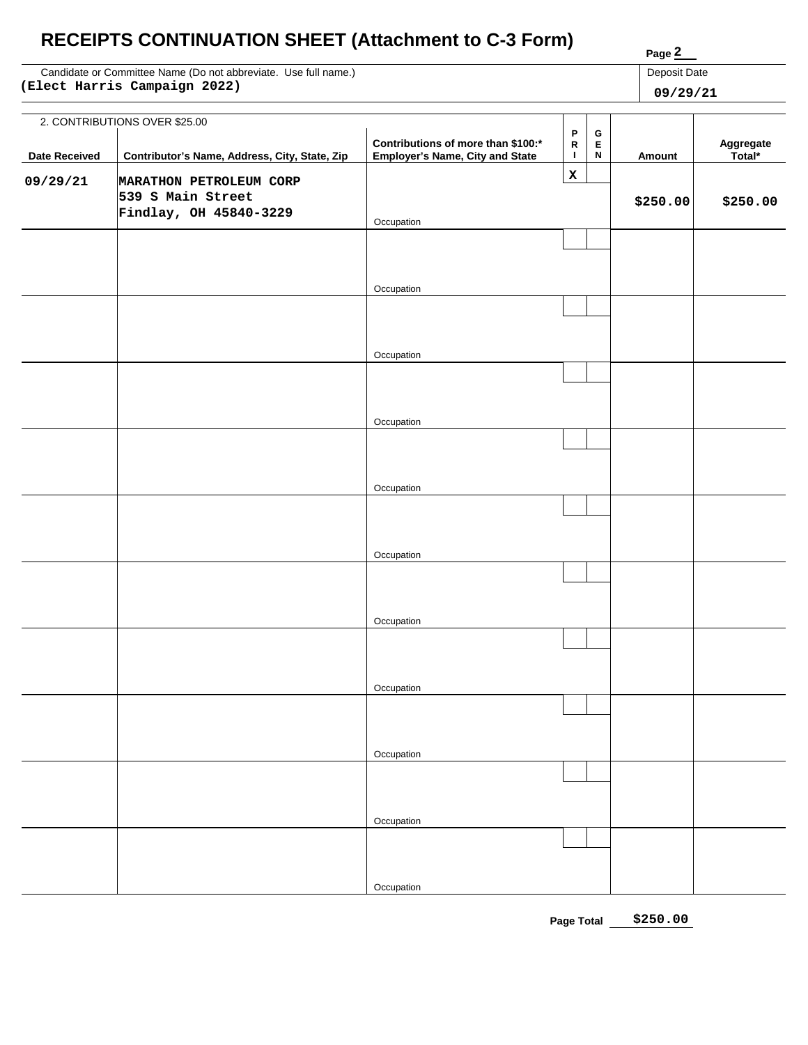# RECEIPTS CONTINUATION SHEET (Attachment to C-3 Form)

Page 2

Candidate or Committee Name (Do not abbreviate. Use full name.)
**(Elect Harris Campaign 2022)**

Deposit Date
**09/29/21**

2. CONTRIBUTIONS OVER $25.00

| Date Received | Contributor's Name, Address, City, State, Zip | Contributions of more than $100:* Employer's Name, City and State | PRI | GEN | Amount | Aggregate Total* |
|---|---|---|---|---|---|---|
| 09/29/21 | MARATHON PETROLEUM CORP 539 S Main Street Findlay, OH 45840-3229 | Occupation | X | | $250.00 | $250.00 |
| | | Occupation | | | | |
| | | Occupation | | | | |
| | | Occupation | | | | |
| | | Occupation | | | | |
| | | Occupation | | | | |
| | | Occupation | | | | |
| | | Occupation | | | | |
| | | Occupation | | | | |
| | | Occupation | | | | |
| | | Occupation | | | | |

**Page Total** $250.00